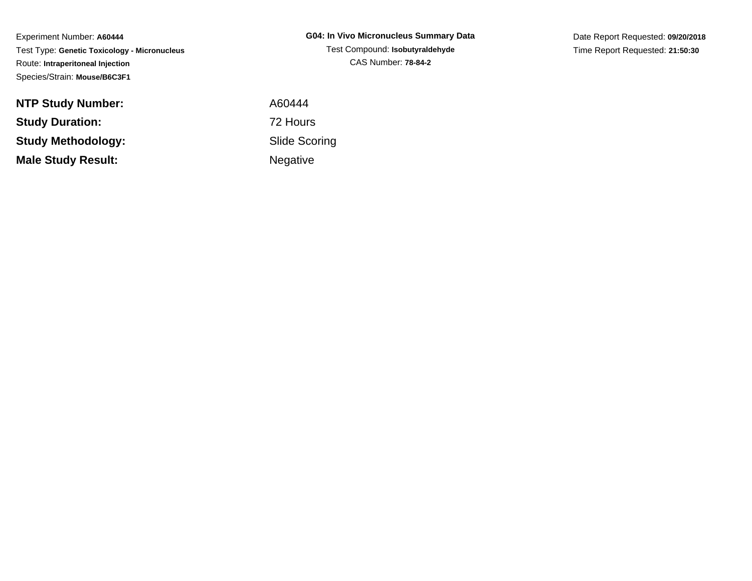Experiment Number: **A60444**
Test Type: **Genetic Toxicology - Micronucleus**
Route: **Intraperitoneal Injection**
Species/Strain: **Mouse/B6C3F1**

**G04: In Vivo Micronucleus Summary Data**
Test Compound: **Isobutyraldehyde**
CAS Number: **78-84-2**

Date Report Requested: **09/20/2018**
Time Report Requested: **21:50:30**

| | |
|---|---|
| **NTP Study Number:** | A60444 |
| **Study Duration:** | 72 Hours |
| **Study Methodology:** | Slide Scoring |
| **Male Study Result:** | Negative |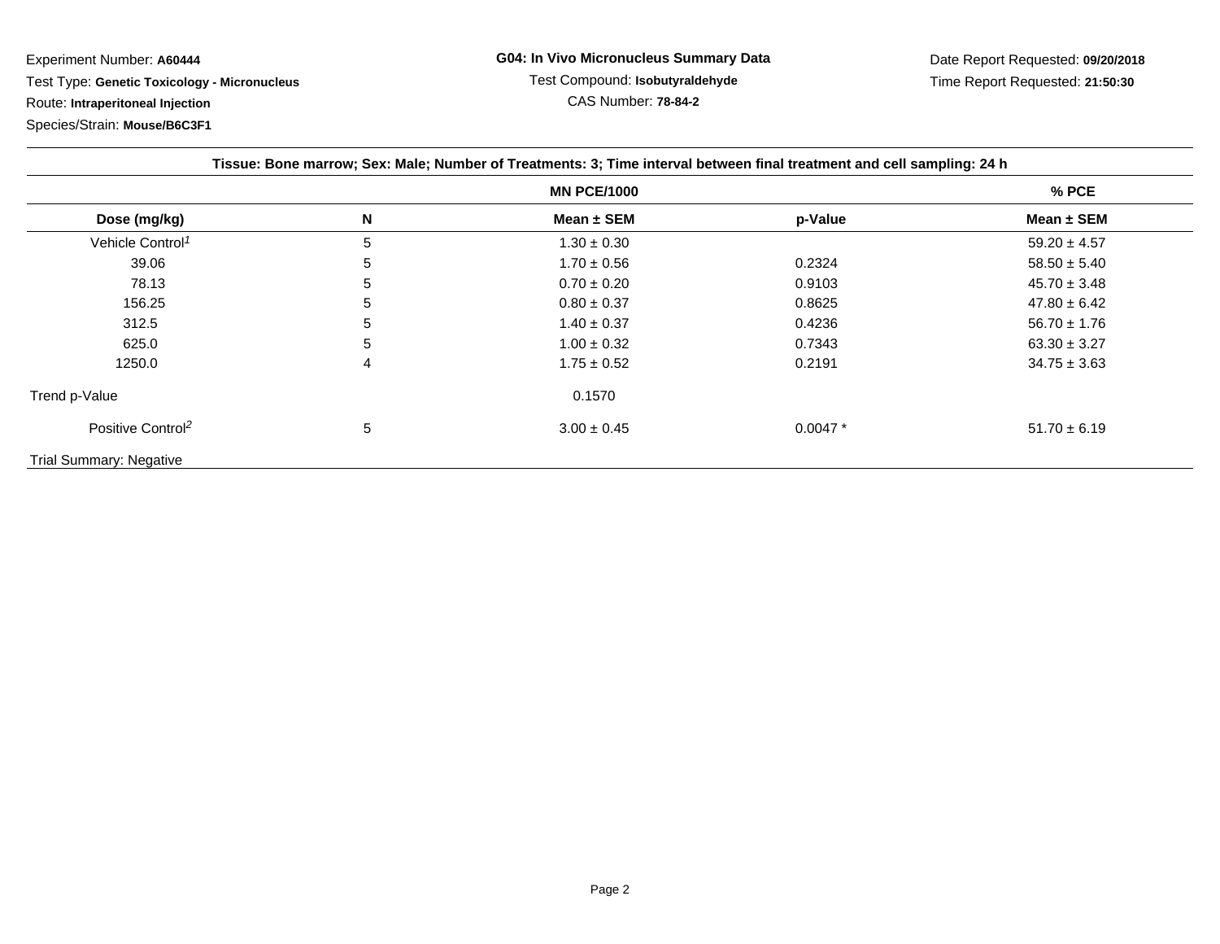Experiment Number: **A60444**

Test Type: **Genetic Toxicology - Micronucleus**

Route: **Intraperitoneal Injection**

Species/Strain: **Mouse/B6C3F1**

**G04: In Vivo Micronucleus Summary Data**

Test Compound: **Isobutyraldehyde**

CAS Number: **78-84-2**

Date Report Requested: **09/20/2018**

Time Report Requested: **21:50:30**

**Tissue: Bone marrow; Sex: Male; Number of Treatments: 3; Time interval between final treatment and cell sampling: 24 h**

| | | MN PCE/1000 | | % PCE |
|---|---|---|---|---|
| **Dose (mg/kg)** | **N** | **Mean ± SEM** | **p-Value** | **Mean ± SEM** |
| Vehicle Control[1] | 5 | 1.30 ± 0.30 | | 59.20 ± 4.57 |
| 39.06 | 5 | 1.70 ± 0.56 | 0.2324 | 58.50 ± 5.40 |
| 78.13 | 5 | 0.70 ± 0.20 | 0.9103 | 45.70 ± 3.48 |
| 156.25 | 5 | 0.80 ± 0.37 | 0.8625 | 47.80 ± 6.42 |
| 312.5 | 5 | 1.40 ± 0.37 | 0.4236 | 56.70 ± 1.76 |
| 625.0 | 5 | 1.00 ± 0.32 | 0.7343 | 63.30 ± 3.27 |
| 1250.0 | 4 | 1.75 ± 0.52 | 0.2191 | 34.75 ± 3.63 |
| Trend p-Value | | 0.1570 | | |
| Positive Control[2] | 5 | 3.00 ± 0.45 | 0.0047 * | 51.70 ± 6.19 |

Trial Summary: Negative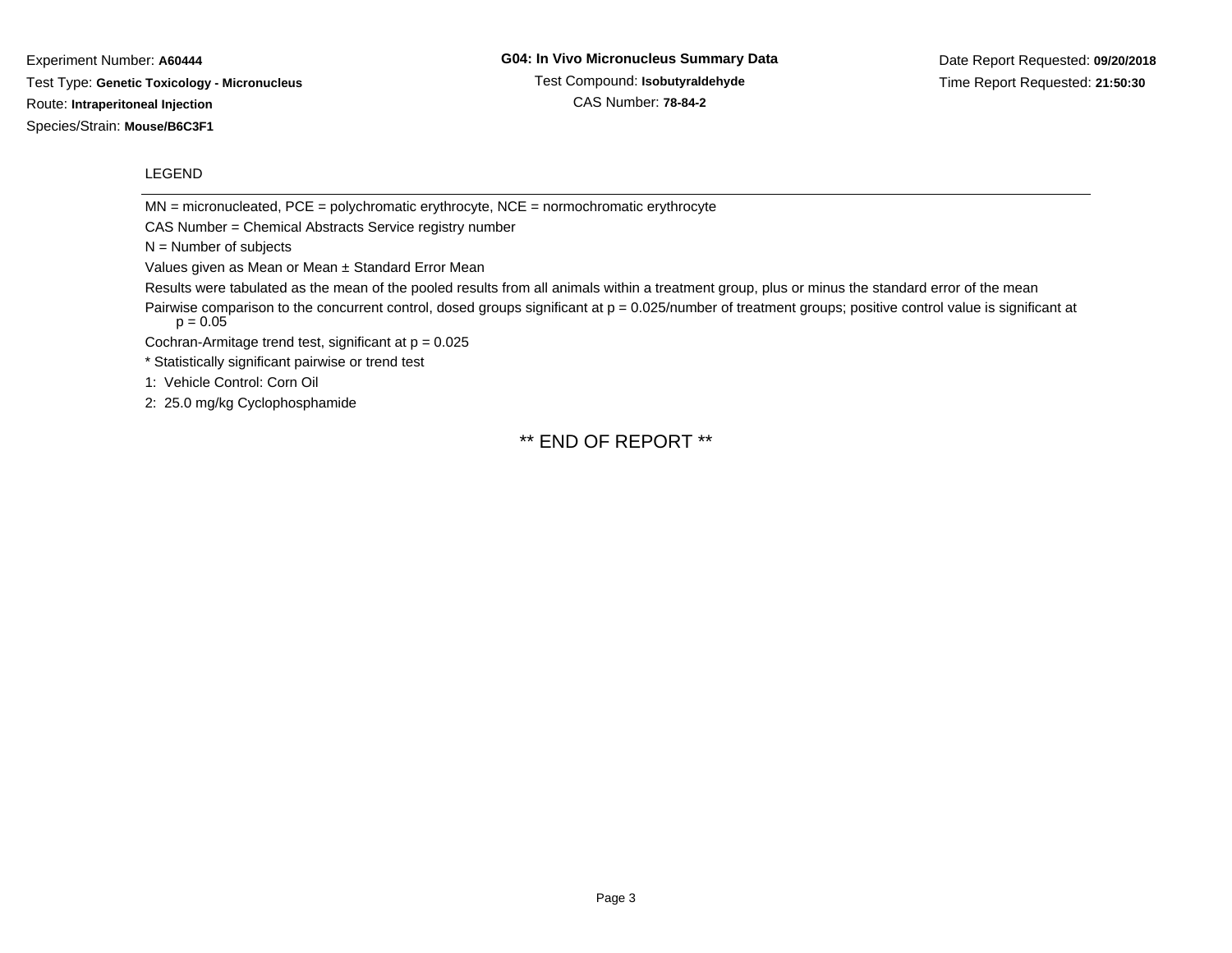Experiment Number: **A60444**

Test Type: **Genetic Toxicology - Micronucleus**

Route: **Intraperitoneal Injection**

Species/Strain: **Mouse/B6C3F1**

**G04: In Vivo Micronucleus Summary Data**

Test Compound: **Isobutyraldehyde**

CAS Number: **78-84-2**

Date Report Requested: **09/20/2018**

Time Report Requested: **21:50:30**

LEGEND

MN = micronucleated, PCE = polychromatic erythrocyte, NCE = normochromatic erythrocyte

CAS Number = Chemical Abstracts Service registry number

N = Number of subjects

Values given as Mean or Mean ± Standard Error Mean

Results were tabulated as the mean of the pooled results from all animals within a treatment group, plus or minus the standard error of the mean

Pairwise comparison to the concurrent control, dosed groups significant at p = 0.025/number of treatment groups; positive control value is significant at p = 0.05

Cochran-Armitage trend test, significant at p = 0.025

* Statistically significant pairwise or trend test

1: Vehicle Control: Corn Oil

2: 25.0 mg/kg Cyclophosphamide

** END OF REPORT **